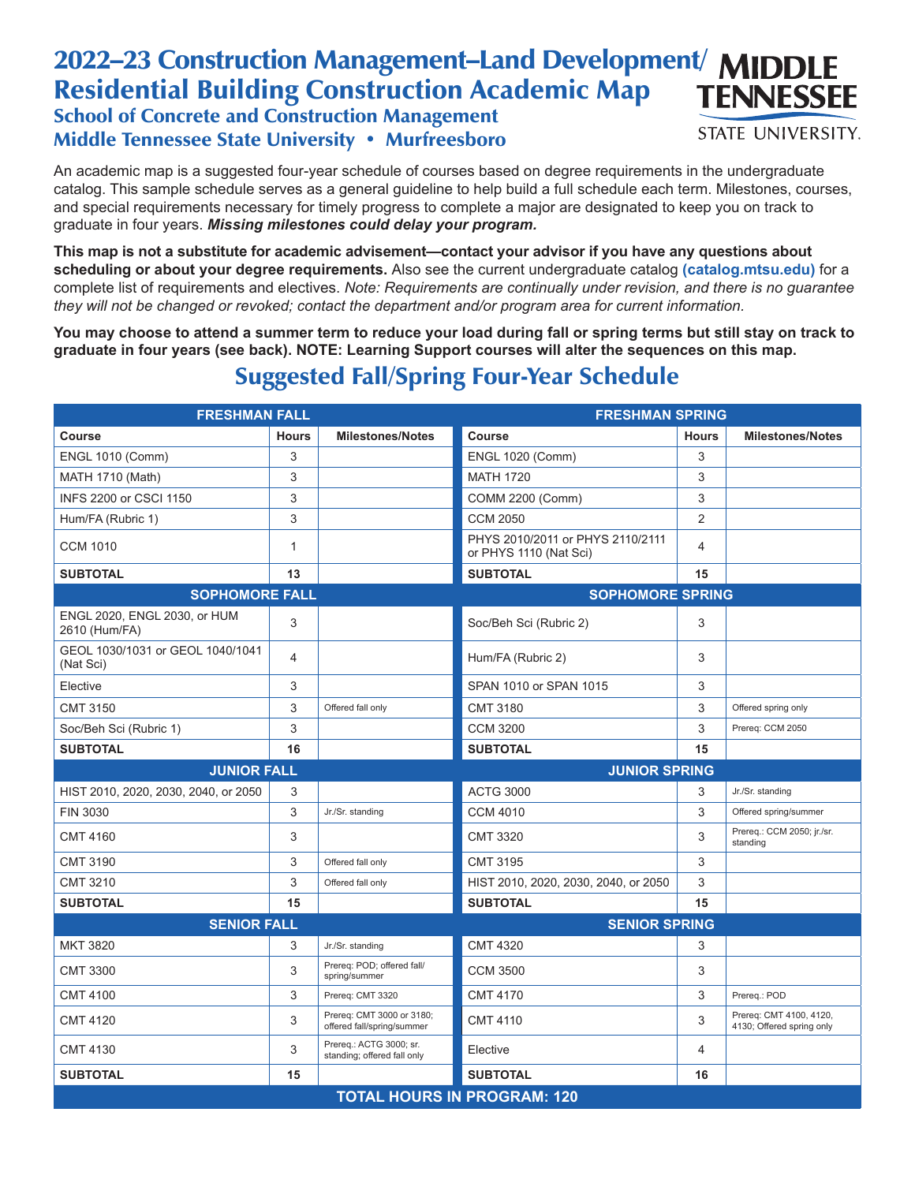# 2022–23 Construction Management–Land Development/ Residential Building Construction Academic Map

## School of Concrete and Construction Management
## Middle Tennessee State University • Murfreesboro

MIDDLE TENNESSEE STATE UNIVERSITY.

An academic map is a suggested four-year schedule of courses based on degree requirements in the undergraduate catalog. This sample schedule serves as a general guideline to help build a full schedule each term. Milestones, courses, and special requirements necessary for timely progress to complete a major are designated to keep you on track to graduate in four years. ***Missing milestones could delay your program.***

**This map is not a substitute for academic advisement—contact your advisor if you have any questions about scheduling or about your degree requirements.** Also see the current undergraduate catalog **(catalog.mtsu.edu)** for a complete list of requirements and electives. *Note: Requirements are continually under revision, and there is no guarantee they will not be changed or revoked; contact the department and/or program area for current information.*

**You may choose to attend a summer term to reduce your load during fall or spring terms but still stay on track to graduate in four years (see back). NOTE: Learning Support courses will alter the sequences on this map.**

## Suggested Fall/Spring Four-Year Schedule

| FRESHMAN FALL | | | FRESHMAN SPRING | | |
|---|---|---|---|---|---|
| **Course** | **Hours** | **Milestones/Notes** | **Course** | **Hours** | **Milestones/Notes** |
| ENGL 1010 (Comm) | 3 | | ENGL 1020 (Comm) | 3 | |
| MATH 1710 (Math) | 3 | | MATH 1720 | 3 | |
| INFS 2200 or CSCI 1150 | 3 | | COMM 2200 (Comm) | 3 | |
| Hum/FA (Rubric 1) | 3 | | CCM 2050 | 2 | |
| CCM 1010 | 1 | | PHYS 2010/2011 or PHYS 2110/2111 or PHYS 1110 (Nat Sci) | 4 | |
| **SUBTOTAL** | **13** | | **SUBTOTAL** | **15** | |
| **SOPHOMORE FALL** | | | **SOPHOMORE SPRING** | | |
| ENGL 2020, ENGL 2030, or HUM 2610 (Hum/FA) | 3 | | Soc/Beh Sci (Rubric 2) | 3 | |
| GEOL 1030/1031 or GEOL 1040/1041 (Nat Sci) | 4 | | Hum/FA (Rubric 2) | 3 | |
| Elective | 3 | | SPAN 1010 or SPAN 1015 | 3 | |
| CMT 3150 | 3 | Offered fall only | CMT 3180 | 3 | Offered spring only |
| Soc/Beh Sci (Rubric 1) | 3 | | CCM 3200 | 3 | Prereq: CCM 2050 |
| **SUBTOTAL** | **16** | | **SUBTOTAL** | **15** | |
| **JUNIOR FALL** | | | **JUNIOR SPRING** | | |
| HIST 2010, 2020, 2030, 2040, or 2050 | 3 | | ACTG 3000 | 3 | Jr./Sr. standing |
| FIN 3030 | 3 | Jr./Sr. standing | CCM 4010 | 3 | Offered spring/summer |
| CMT 4160 | 3 | | CMT 3320 | 3 | Prereq.: CCM 2050; jr./sr. standing |
| CMT 3190 | 3 | Offered fall only | CMT 3195 | 3 | |
| CMT 3210 | 3 | Offered fall only | HIST 2010, 2020, 2030, 2040, or 2050 | 3 | |
| **SUBTOTAL** | **15** | | **SUBTOTAL** | **15** | |
| **SENIOR FALL** | | | **SENIOR SPRING** | | |
| MKT 3820 | 3 | Jr./Sr. standing | CMT 4320 | 3 | |
| CMT 3300 | 3 | Prereq: POD; offered fall/spring/summer | CCM 3500 | 3 | |
| CMT 4100 | 3 | Prereq: CMT 3320 | CMT 4170 | 3 | Prereq.: POD |
| CMT 4120 | 3 | Prereq: CMT 3000 or 3180; offered fall/spring/summer | CMT 4110 | 3 | Prereq: CMT 4100, 4120, 4130; Offered spring only |
| CMT 4130 | 3 | Prereq.: ACTG 3000; sr. standing; offered fall only | Elective | 4 | |
| **SUBTOTAL** | **15** | | **SUBTOTAL** | **16** | |
| **TOTAL HOURS IN PROGRAM: 120** | | | | | |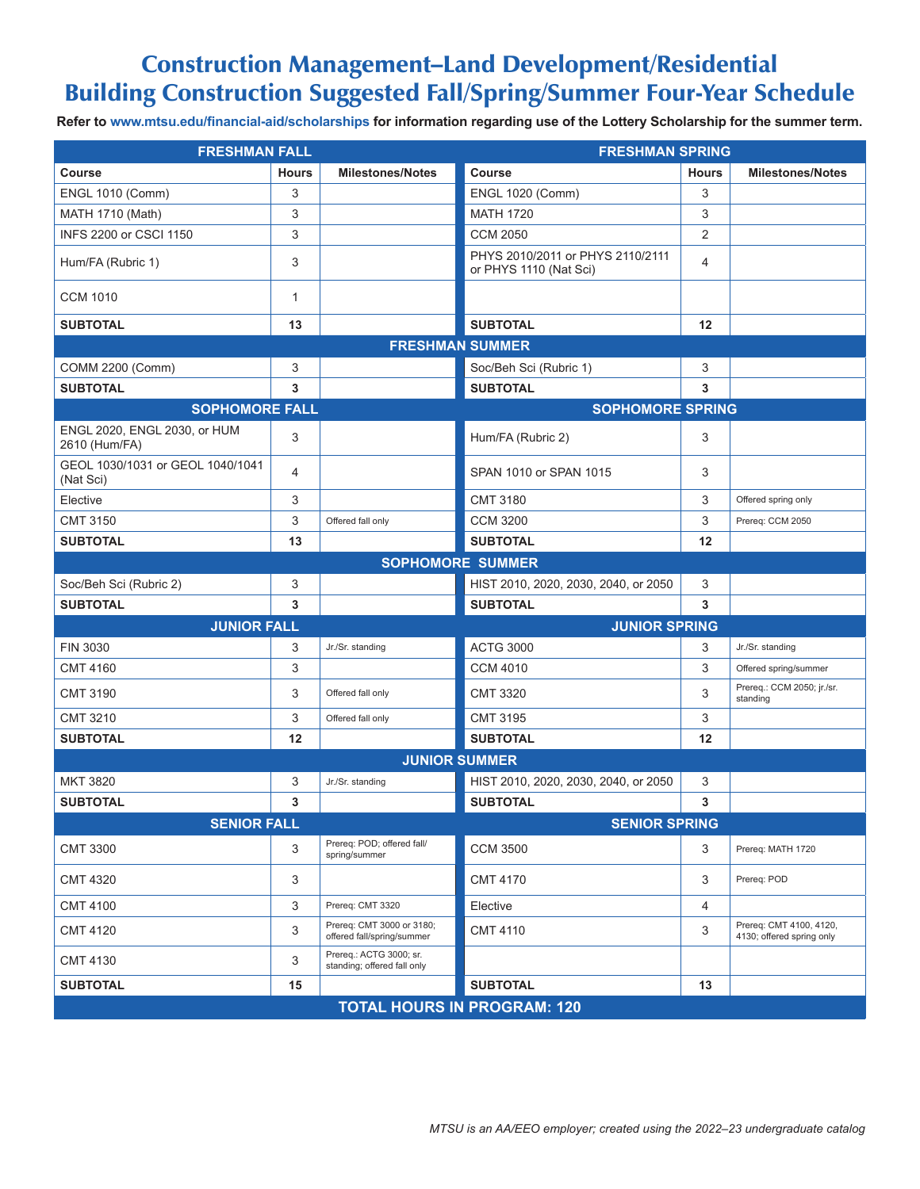# Construction Management–Land Development/Residential Building Construction Suggested Fall/Spring/Summer Four-Year Schedule

**Refer to www.mtsu.edu/financial-aid/scholarships for information regarding use of the Lottery Scholarship for the summer term.**

| FRESHMAN FALL | | | FRESHMAN SPRING | | |
|---|---|---|---|---|---|
| **Course** | **Hours** | **Milestones/Notes** | **Course** | **Hours** | **Milestones/Notes** |
| ENGL 1010 (Comm) | 3 | | ENGL 1020 (Comm) | 3 | |
| MATH 1710 (Math) | 3 | | MATH 1720 | 3 | |
| INFS 2200 or CSCI 1150 | 3 | | CCM 2050 | 2 | |
| Hum/FA (Rubric 1) | 3 | | PHYS 2010/2011 or PHYS 2110/2111 or PHYS 1110 (Nat Sci) | 4 | |
| CCM 1010 | 1 | | | | |
| **SUBTOTAL** | **13** | | **SUBTOTAL** | **12** | |
| **FRESHMAN SUMMER** | | | | | |
| COMM 2200 (Comm) | 3 | | Soc/Beh Sci (Rubric 1) | 3 | |
| **SUBTOTAL** | **3** | | **SUBTOTAL** | **3** | |
| **SOPHOMORE FALL** | | | **SOPHOMORE SPRING** | | |
| ENGL 2020, ENGL 2030, or HUM 2610 (Hum/FA) | 3 | | Hum/FA (Rubric 2) | 3 | |
| GEOL 1030/1031 or GEOL 1040/1041 (Nat Sci) | 4 | | SPAN 1010 or SPAN 1015 | 3 | |
| Elective | 3 | | CMT 3180 | 3 | Offered spring only |
| CMT 3150 | 3 | Offered fall only | CCM 3200 | 3 | Prereq: CCM 2050 |
| **SUBTOTAL** | **13** | | **SUBTOTAL** | **12** | |
| **SOPHOMORE SUMMER** | | | | | |
| Soc/Beh Sci (Rubric 2) | 3 | | HIST 2010, 2020, 2030, 2040, or 2050 | 3 | |
| **SUBTOTAL** | **3** | | **SUBTOTAL** | **3** | |
| **JUNIOR FALL** | | | **JUNIOR SPRING** | | |
| FIN 3030 | 3 | Jr./Sr. standing | ACTG 3000 | 3 | Jr./Sr. standing |
| CMT 4160 | 3 | | CCM 4010 | 3 | Offered spring/summer |
| CMT 3190 | 3 | Offered fall only | CMT 3320 | 3 | Prereq.: CCM 2050; jr./sr. standing |
| CMT 3210 | 3 | Offered fall only | CMT 3195 | 3 | |
| **SUBTOTAL** | **12** | | **SUBTOTAL** | **12** | |
| **JUNIOR SUMMER** | | | | | |
| MKT 3820 | 3 | Jr./Sr. standing | HIST 2010, 2020, 2030, 2040, or 2050 | 3 | |
| **SUBTOTAL** | **3** | | **SUBTOTAL** | **3** | |
| **SENIOR FALL** | | | **SENIOR SPRING** | | |
| CMT 3300 | 3 | Prereq: POD; offered fall/spring/summer | CCM 3500 | 3 | Prereq: MATH 1720 |
| CMT 4320 | 3 | | CMT 4170 | 3 | Prereq: POD |
| CMT 4100 | 3 | Prereq: CMT 3320 | Elective | 4 | |
| CMT 4120 | 3 | Prereq: CMT 3000 or 3180; offered fall/spring/summer | CMT 4110 | 3 | Prereq: CMT 4100, 4120, 4130; offered spring only |
| CMT 4130 | 3 | Prereq.: ACTG 3000; sr. standing; offered fall only | | | |
| **SUBTOTAL** | **15** | | **SUBTOTAL** | **13** | |
| **TOTAL HOURS IN PROGRAM: 120** | | | | | |

*MTSU is an AA/EEO employer; created using the 2022–23 undergraduate catalog*